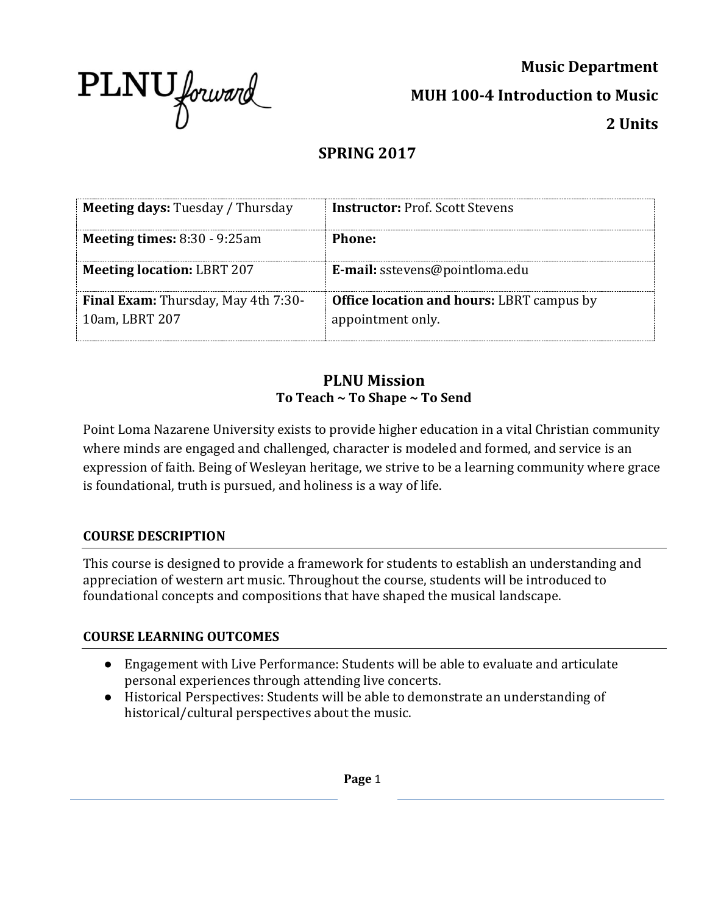PLNU forward

**Music Department**

**MUH 100-4 Introduction to Music**

**2 Units**

## SPRING 2017

| **Meeting days:** Tuesday / Thursday | **Instructor:** Prof. Scott Stevens |
|---|---|
| **Meeting times:** 8:30 - 9:25am | **Phone:** |
| **Meeting location:** LBRT 207 | **E-mail:** sstevens@pointloma.edu |
| **Final Exam:** Thursday, May 4th 7:30-10am, LBRT 207 | **Office location and hours:** LBRT campus by appointment only. |

## PLNU Mission

**To Teach ~ To Shape ~ To Send**

Point Loma Nazarene University exists to provide higher education in a vital Christian community where minds are engaged and challenged, character is modeled and formed, and service is an expression of faith. Being of Wesleyan heritage, we strive to be a learning community where grace is foundational, truth is pursued, and holiness is a way of life.

### COURSE DESCRIPTION

This course is designed to provide a framework for students to establish an understanding and appreciation of western art music. Throughout the course, students will be introduced to foundational concepts and compositions that have shaped the musical landscape.

### COURSE LEARNING OUTCOMES

- Engagement with Live Performance: Students will be able to evaluate and articulate personal experiences through attending live concerts.
- Historical Perspectives: Students will be able to demonstrate an understanding of historical/cultural perspectives about the music.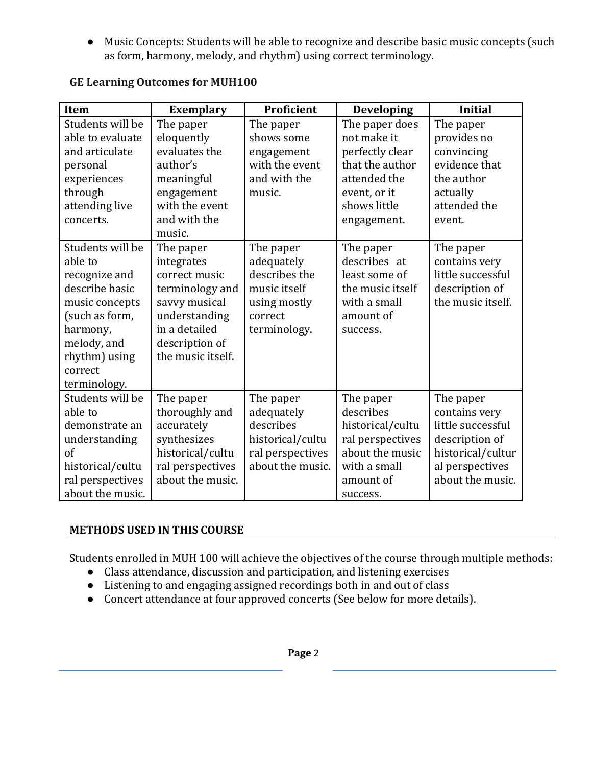- Music Concepts: Students will be able to recognize and describe basic music concepts (such as form, harmony, melody, and rhythm) using correct terminology.

**GE Learning Outcomes for MUH100**

| Item | Exemplary | Proficient | Developing | Initial |
|---|---|---|---|---|
| Students will be able to evaluate and articulate personal experiences through attending live concerts. | The paper eloquently evaluates the author's meaningful engagement with the event and with the music. | The paper shows some engagement with the event and with the music. | The paper does not make it perfectly clear that the author attended the event, or it shows little engagement. | The paper provides no convincing evidence that the author actually attended the event. |
| Students will be able to recognize and describe basic music concepts (such as form, harmony, melody, and rhythm) using correct terminology. | The paper integrates correct music terminology and savvy musical understanding in a detailed description of the music itself. | The paper adequately describes the music itself using mostly correct terminology. | The paper describes at least some of the music itself with a small amount of success. | The paper contains very little successful description of the music itself. |
| Students will be able to demonstrate an understanding of historical/cultural perspectives about the music. | The paper thoroughly and accurately synthesizes historical/cultural perspectives about the music. | The paper adequately describes historical/cultural perspectives about the music. | The paper describes historical/cultural perspectives about the music with a small amount of success. | The paper contains very little successful description of historical/cultural perspectives about the music. |

## METHODS USED IN THIS COURSE

Students enrolled in MUH 100 will achieve the objectives of the course through multiple methods:

- Class attendance, discussion and participation, and listening exercises
- Listening to and engaging assigned recordings both in and out of class
- Concert attendance at four approved concerts (See below for more details).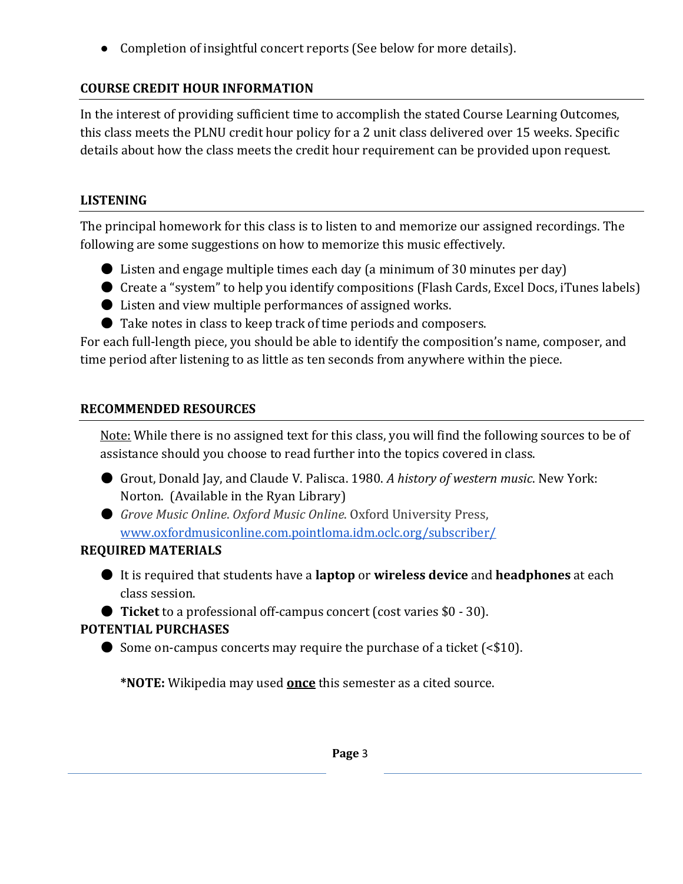- Completion of insightful concert reports (See below for more details).

## COURSE CREDIT HOUR INFORMATION

In the interest of providing sufficient time to accomplish the stated Course Learning Outcomes, this class meets the PLNU credit hour policy for a 2 unit class delivered over 15 weeks. Specific details about how the class meets the credit hour requirement can be provided upon request.

## LISTENING

The principal homework for this class is to listen to and memorize our assigned recordings. The following are some suggestions on how to memorize this music effectively.

- Listen and engage multiple times each day (a minimum of 30 minutes per day)
- Create a "system" to help you identify compositions (Flash Cards, Excel Docs, iTunes labels)
- Listen and view multiple performances of assigned works.
- Take notes in class to keep track of time periods and composers.

For each full-length piece, you should be able to identify the composition's name, composer, and time period after listening to as little as ten seconds from anywhere within the piece.

## RECOMMENDED RESOURCES

Note: While there is no assigned text for this class, you will find the following sources to be of assistance should you choose to read further into the topics covered in class.

- Grout, Donald Jay, and Claude V. Palisca. 1980. *A history of western music*. New York: Norton. (Available in the Ryan Library)
- *Grove Music Online*. *Oxford Music Online*. Oxford University Press, [www.oxfordmusiconline.com.pointloma.idm.oclc.org/subscriber/](www.oxfordmusiconline.com.pointloma.idm.oclc.org/subscriber/)

## REQUIRED MATERIALS

- It is required that students have a **laptop** or **wireless device** and **headphones** at each class session.
- **Ticket** to a professional off-campus concert (cost varies $0 - 30).

## POTENTIAL PURCHASES

- Some on-campus concerts may require the purchase of a ticket (<$10).

**\*NOTE:** Wikipedia may used **once** this semester as a cited source.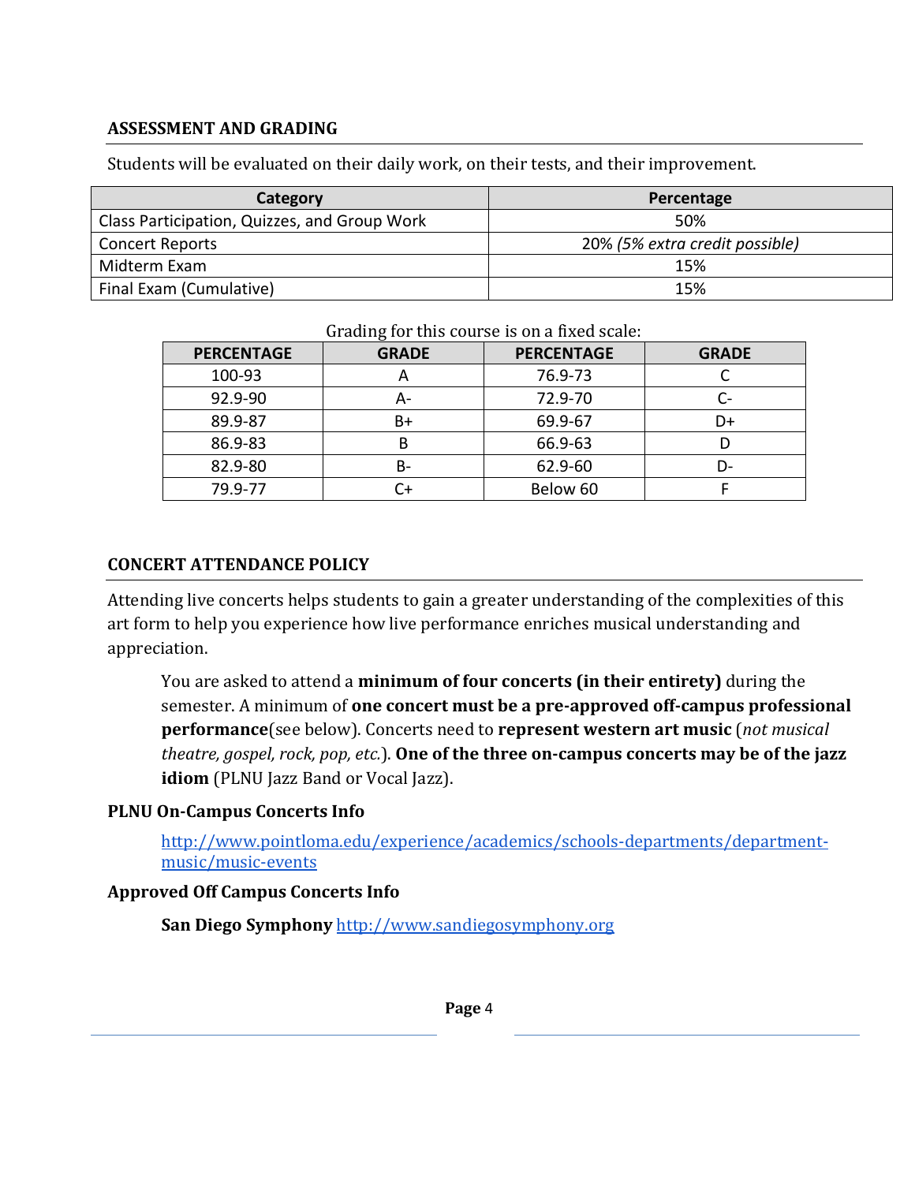## ASSESSMENT AND GRADING

Students will be evaluated on their daily work, on their tests, and their improvement.

| Category | Percentage |
|---|---|
| Class Participation, Quizzes, and Group Work | 50% |
| Concert Reports | 20% *(5% extra credit possible)* |
| Midterm Exam | 15% |
| Final Exam (Cumulative) | 15% |

Grading for this course is on a fixed scale:

| PERCENTAGE | GRADE | PERCENTAGE | GRADE |
|---|---|---|---|
| 100-93 | A | 76.9-73 | C |
| 92.9-90 | A- | 72.9-70 | C- |
| 89.9-87 | B+ | 69.9-67 | D+ |
| 86.9-83 | B | 66.9-63 | D |
| 82.9-80 | B- | 62.9-60 | D- |
| 79.9-77 | C+ | Below 60 | F |

## CONCERT ATTENDANCE POLICY

Attending live concerts helps students to gain a greater understanding of the complexities of this art form to help you experience how live performance enriches musical understanding and appreciation.

> You are asked to attend a **minimum of four concerts (in their entirety)** during the semester. A minimum of **one concert must be a pre-approved off-campus professional performance**(see below). Concerts need to **represent western art music** (*not musical theatre, gospel, rock, pop, etc.*). **One of the three on-campus concerts may be of the jazz idiom** (PLNU Jazz Band or Vocal Jazz).

**PLNU On-Campus Concerts Info**

> http://www.pointloma.edu/experience/academics/schools-departments/department-music/music-events

**Approved Off Campus Concerts Info**

> **San Diego Symphony** http://www.sandiegosymphony.org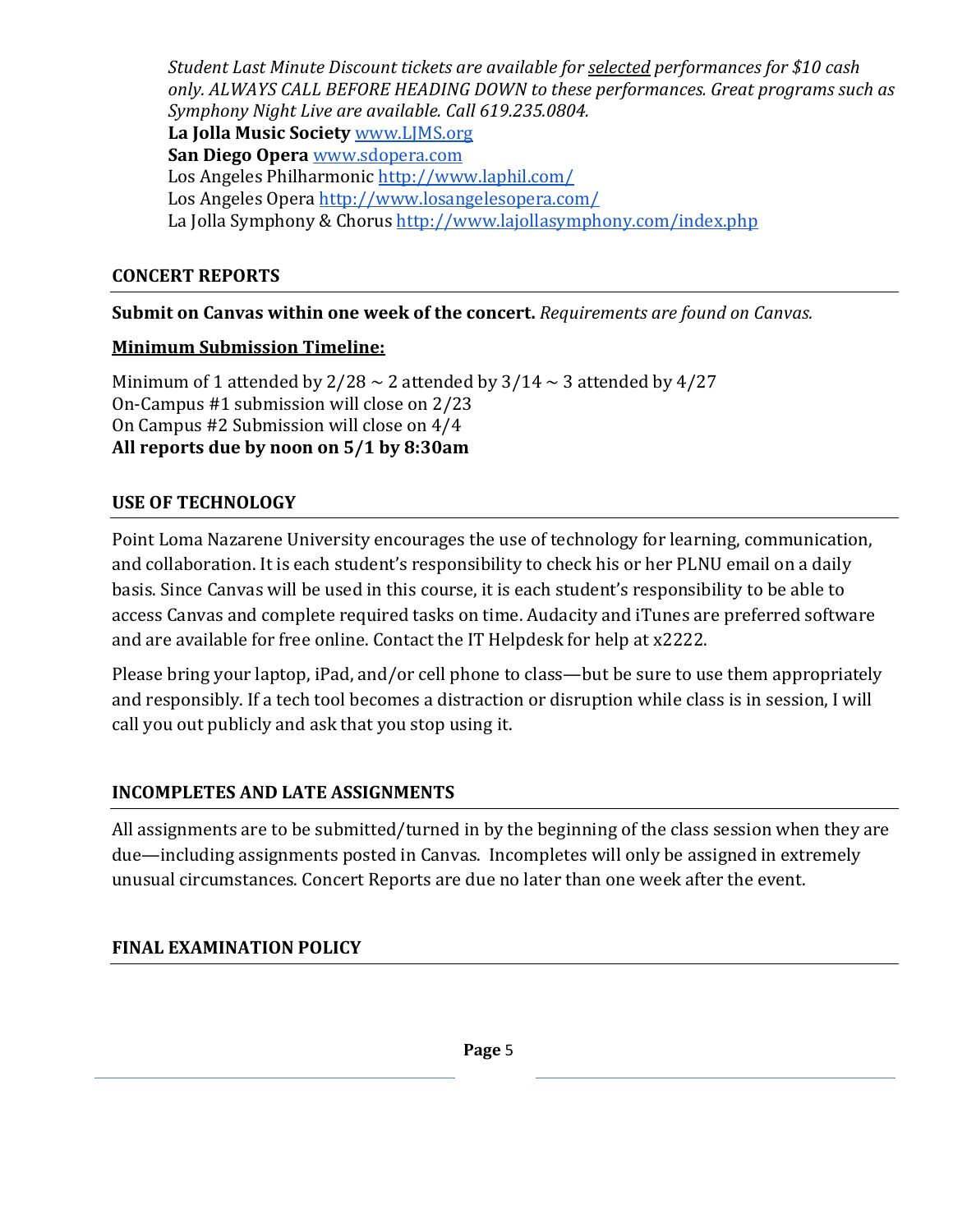*Student Last Minute Discount tickets are available for selected performances for $10 cash only. ALWAYS CALL BEFORE HEADING DOWN to these performances. Great programs such as Symphony Night Live are available. Call 619.235.0804.*
**La Jolla Music Society** [www.LJMS.org](http://www.LJMS.org)
**San Diego Opera** [www.sdopera.com](http://www.sdopera.com)
Los Angeles Philharmonic [http://www.laphil.com/](http://www.laphil.com/)
Los Angeles Opera [http://www.losangelesopera.com/](http://www.losangelesopera.com/)
La Jolla Symphony & Chorus [http://www.lajollasymphony.com/index.php](http://www.lajollasymphony.com/index.php)

## CONCERT REPORTS

**Submit on Canvas within one week of the concert.** *Requirements are found on Canvas.*

**Minimum Submission Timeline:**

Minimum of 1 attended by 2/28 ~ 2 attended by 3/14 ~ 3 attended by 4/27
On-Campus #1 submission will close on 2/23
On Campus #2 Submission will close on 4/4
**All reports due by noon on 5/1 by 8:30am**

## USE OF TECHNOLOGY

Point Loma Nazarene University encourages the use of technology for learning, communication, and collaboration. It is each student's responsibility to check his or her PLNU email on a daily basis. Since Canvas will be used in this course, it is each student's responsibility to be able to access Canvas and complete required tasks on time. Audacity and iTunes are preferred software and are available for free online. Contact the IT Helpdesk for help at x2222.

Please bring your laptop, iPad, and/or cell phone to class—but be sure to use them appropriately and responsibly. If a tech tool becomes a distraction or disruption while class is in session, I will call you out publicly and ask that you stop using it.

## INCOMPLETES AND LATE ASSIGNMENTS

All assignments are to be submitted/turned in by the beginning of the class session when they are due—including assignments posted in Canvas. Incompletes will only be assigned in extremely unusual circumstances. Concert Reports are due no later than one week after the event.

## FINAL EXAMINATION POLICY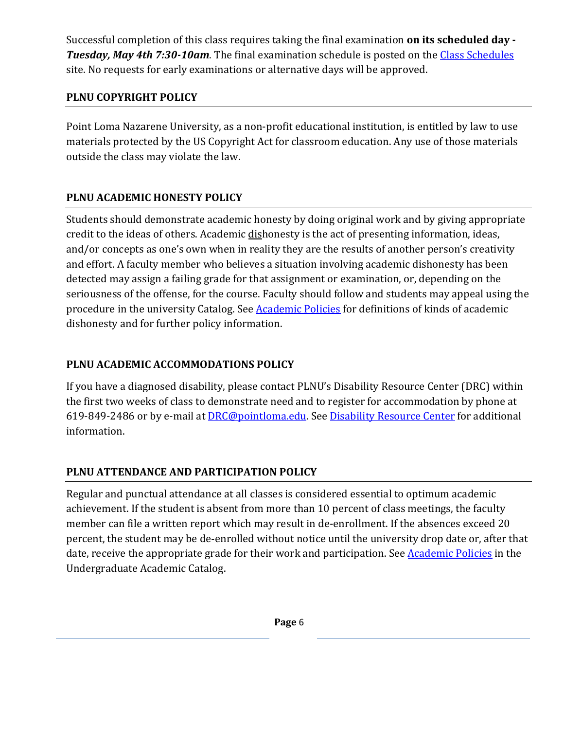Successful completion of this class requires taking the final examination **on its scheduled day -** ***Tuesday, May 4th 7:30-10am***. The final examination schedule is posted on the [Class Schedules] site. No requests for early examinations or alternative days will be approved.

### PLNU COPYRIGHT POLICY

Point Loma Nazarene University, as a non-profit educational institution, is entitled by law to use materials protected by the US Copyright Act for classroom education. Any use of those materials outside the class may violate the law.

### PLNU ACADEMIC HONESTY POLICY

Students should demonstrate academic honesty by doing original work and by giving appropriate credit to the ideas of others. Academic dishonesty is the act of presenting information, ideas, and/or concepts as one's own when in reality they are the results of another person's creativity and effort. A faculty member who believes a situation involving academic dishonesty has been detected may assign a failing grade for that assignment or examination, or, depending on the seriousness of the offense, for the course. Faculty should follow and students may appeal using the procedure in the university Catalog. See [Academic Policies] for definitions of kinds of academic dishonesty and for further policy information.

### PLNU ACADEMIC ACCOMMODATIONS POLICY

If you have a diagnosed disability, please contact PLNU's Disability Resource Center (DRC) within the first two weeks of class to demonstrate need and to register for accommodation by phone at 619-849-2486 or by e-mail at DRC@pointloma.edu. See [Disability Resource Center] for additional information.

### PLNU ATTENDANCE AND PARTICIPATION POLICY

Regular and punctual attendance at all classes is considered essential to optimum academic achievement. If the student is absent from more than 10 percent of class meetings, the faculty member can file a written report which may result in de-enrollment. If the absences exceed 20 percent, the student may be de-enrolled without notice until the university drop date or, after that date, receive the appropriate grade for their work and participation. See [Academic Policies] in the Undergraduate Academic Catalog.